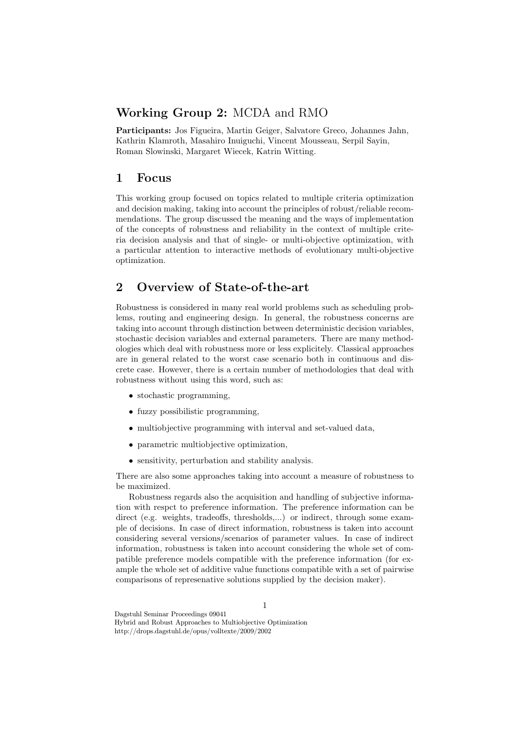# **Working Group 2:** MCDA and RMO

**Participants:** Jos Figueira, Martin Geiger, Salvatore Greco, Johannes Jahn, Kathrin Klamroth, Masahiro Inuiguchi, Vincent Mousseau, Serpil Sayin, Roman Slowinski, Margaret Wiecek, Katrin Witting.

## 1 Focus

This working group focused on topics related to multiple criteria optimization and decision making, taking into account the principles of robust/reliable recommendations. The group discussed the meaning and the ways of implementation of the concepts of robustness and reliability in the context of multiple criteria decision analysis and that of single- or multi-objective optimization, with a particular attention to interactive methods of evolutionary multi-objective optimization.

## 2 Overview of State-of-the-art

Robustness is considered in many real world problems such as scheduling problems, routing and engineering design. In general, the robustness concerns are taking into account through distinction between deterministic decision variables, stochastic decision variables and external parameters. There are many methodologies which deal with robustness more or less explicitely. Classical approaches are in general related to the worst case scenario both in continuous and discrete case. However, there is a certain number of methodologies that deal with robustness without using this word, such as:

- stochastic programming,
- fuzzy possibilistic programming,
- multiobjective programming with interval and set-valued data,
- parametric multiobjective optimization,
- sensitivity, perturbation and stability analysis.

There are also some approaches taking into account a measure of robustness to be maximized.

Robustness regards also the acquisition and handling of subjective information with respct to preference information. The preference information can be direct (e.g. weights, tradeoffs, thresholds,...) or indirect, through some exemple of decisions. In case of direct information, robustness is taken into account considering several versions/scenarios of parameter values. In case of indirect information, robustness is taken into account considering the whole set of compatible preference models compatible with the preference information (for example the whole set of additive value functions compatible with a set of pairwise comparisons of represenative solutions supplied by the decision maker).

Dagstuhl Seminar Proceedings 09041
Hybrid and Robust Approaches to Multiobjective Optimization
http://drops.dagstuhl.de/opus/volltexte/2009/2002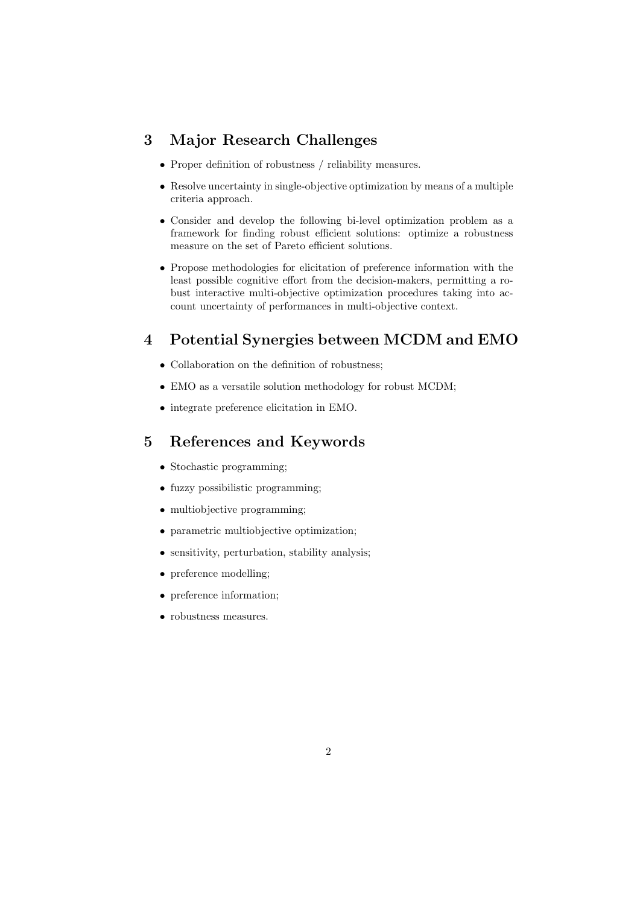## 3 Major Research Challenges

- Proper definition of robustness / reliability measures.
- Resolve uncertainty in single-objective optimization by means of a multiple criteria approach.
- Consider and develop the following bi-level optimization problem as a framework for finding robust efficient solutions: optimize a robustness measure on the set of Pareto efficient solutions.
- Propose methodologies for elicitation of preference information with the least possible cognitive effort from the decision-makers, permitting a robust interactive multi-objective optimization procedures taking into account uncertainty of performances in multi-objective context.

## 4 Potential Synergies between MCDM and EMO

- Collaboration on the definition of robustness;
- EMO as a versatile solution methodology for robust MCDM;
- integrate preference elicitation in EMO.

## 5 References and Keywords

- Stochastic programming;
- fuzzy possibilistic programming;
- multiobjective programming;
- parametric multiobjective optimization;
- sensitivity, perturbation, stability analysis;
- preference modelling;
- preference information;
- robustness measures.